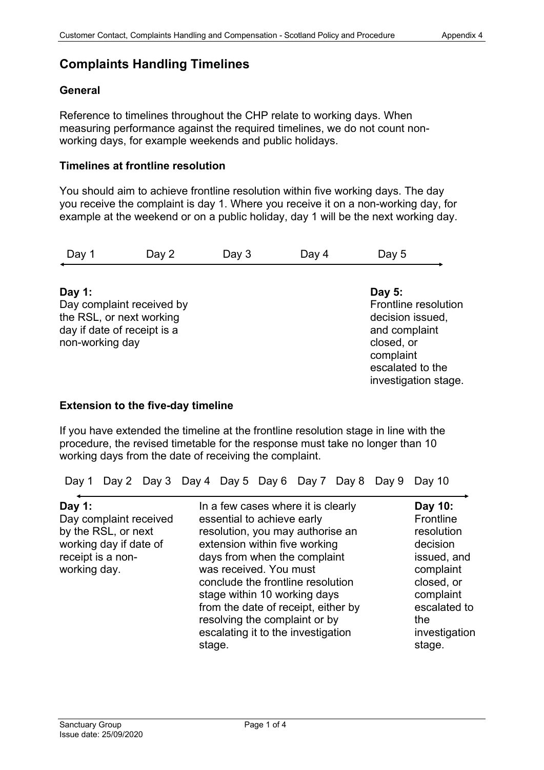# Complaints Handling Timelines

## General

Reference to timelines throughout the CHP relate to working days. When measuring performance against the required timelines, we do not count non-working days, for example weekends and public holidays.

## Timelines at frontline resolution

You should aim to achieve frontline resolution within five working days. The day you receive the complaint is day 1. Where you receive it on a non-working day, for example at the weekend or on a public holiday, day 1 will be the next working day.

| Day 1 | Day 2 | Day 3 | Day 4 | Day 5 |
|---|---|---|---|---|
| **Day 1:** Day complaint received by the RSL, or next working day if date of receipt is a non-working day | | | | **Day 5:** Frontline resolution decision issued, and complaint closed, or complaint escalated to the investigation stage. |

## Extension to the five-day timeline

If you have extended the timeline at the frontline resolution stage in line with the procedure, the revised timetable for the response must take no longer than 10 working days from the date of receiving the complaint.

| Day 1 | Day 2 | Day 3 | Day 4 | Day 5 | Day 6 | Day 7 | Day 8 | Day 9 | Day 10 |
|---|---|---|---|---|---|---|---|---|---|
| **Day 1:** Day complaint received by the RSL, or next working day if date of receipt is a non-working day. | | | | In a few cases where it is clearly essential to achieve early resolution, you may authorise an extension within five working days from when the complaint was received. You must conclude the frontline resolution stage within 10 working days from the date of receipt, either by resolving the complaint or by escalating it to the investigation stage. | | | | | **Day 10:** Frontline resolution decision issued, and complaint closed, or complaint escalated to the investigation stage. |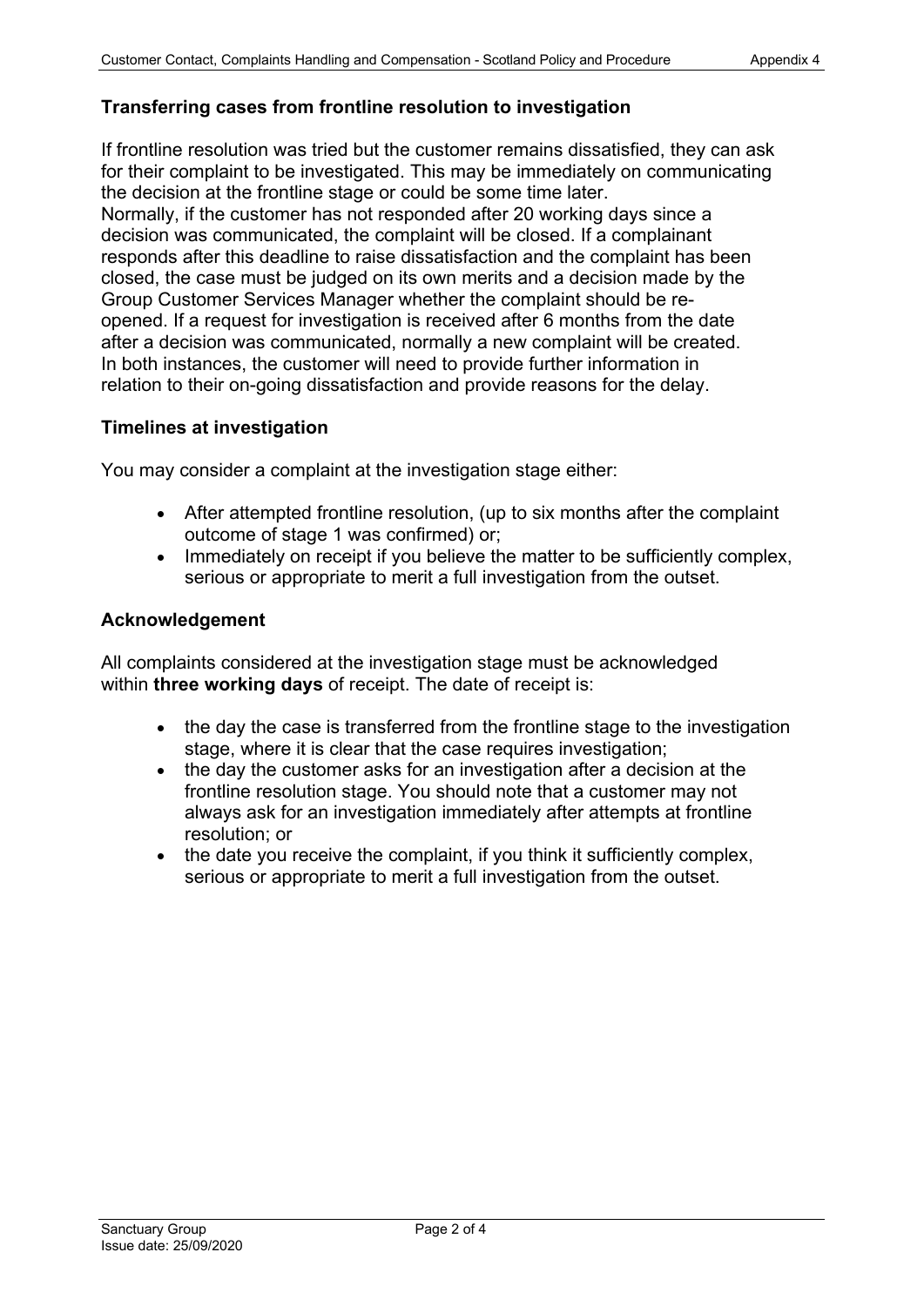### Transferring cases from frontline resolution to investigation

If frontline resolution was tried but the customer remains dissatisfied, they can ask for their complaint to be investigated. This may be immediately on communicating the decision at the frontline stage or could be some time later.
Normally, if the customer has not responded after 20 working days since a decision was communicated, the complaint will be closed. If a complainant responds after this deadline to raise dissatisfaction and the complaint has been closed, the case must be judged on its own merits and a decision made by the Group Customer Services Manager whether the complaint should be re-opened. If a request for investigation is received after 6 months from the date after a decision was communicated, normally a new complaint will be created. In both instances, the customer will need to provide further information in relation to their on-going dissatisfaction and provide reasons for the delay.

### Timelines at investigation

You may consider a complaint at the investigation stage either:

- After attempted frontline resolution, (up to six months after the complaint outcome of stage 1 was confirmed) or;
- Immediately on receipt if you believe the matter to be sufficiently complex, serious or appropriate to merit a full investigation from the outset.

### Acknowledgement

All complaints considered at the investigation stage must be acknowledged within **three working days** of receipt. The date of receipt is:

- the day the case is transferred from the frontline stage to the investigation stage, where it is clear that the case requires investigation;
- the day the customer asks for an investigation after a decision at the frontline resolution stage. You should note that a customer may not always ask for an investigation immediately after attempts at frontline resolution; or
- the date you receive the complaint, if you think it sufficiently complex, serious or appropriate to merit a full investigation from the outset.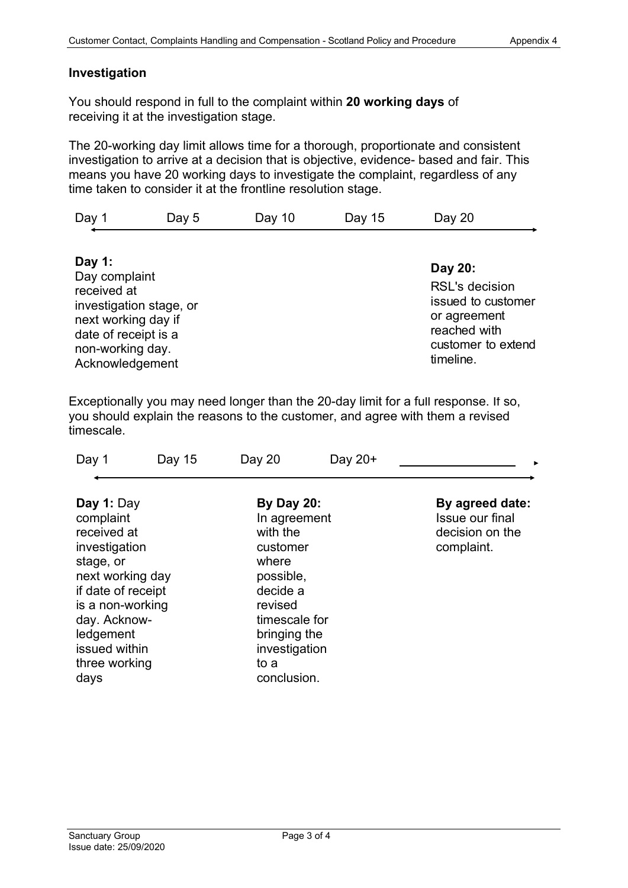### Investigation

You should respond in full to the complaint within **20 working days** of receiving it at the investigation stage.

The 20-working day limit allows time for a thorough, proportionate and consistent investigation to arrive at a decision that is objective, evidence- based and fair. This means you have 20 working days to investigate the complaint, regardless of any time taken to consider it at the frontline resolution stage.

| Day 1 | Day 5 | Day 10 | Day 15 | Day 20 |
|---|---|---|---|---|
| **Day 1:** Day complaint received at investigation stage, or next working day if date of receipt is a non-working day. Acknowledgement | | | | **Day 20:** RSL's decision issued to customer or agreement reached with customer to extend timeline. |

Exceptionally you may need longer than the 20-day limit for a full response. If so, you should explain the reasons to the customer, and agree with them a revised timescale.

| Day 1 | Day 15 | Day 20 | Day 20+ | |
|---|---|---|---|---|
| **Day 1:** Day complaint received at investigation stage, or next working day if date of receipt is a non-working day. Acknow-ledgement issued within three working days | | **By Day 20:** In agreement with the customer where possible, decide a revised timescale for bringing the investigation to a conclusion. | | **By agreed date:** Issue our final decision on the complaint. |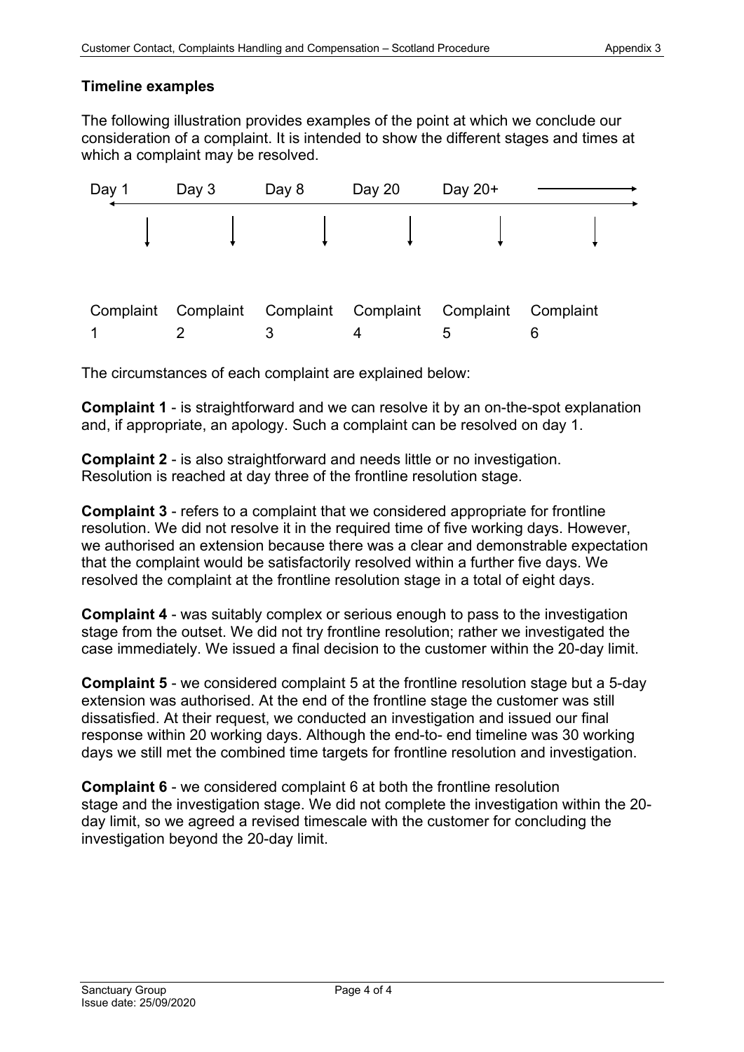**Timeline examples**

The following illustration provides examples of the point at which we conclude our consideration of a complaint. It is intended to show the different stages and times at which a complaint may be resolved.

Day 1
Day 3
Day 8
Day 20
Day 20+

Complaint 1
Complaint 2
Complaint 3
Complaint 4
Complaint 5
Complaint 6

The circumstances of each complaint are explained below:

**Complaint 1** - is straightforward and we can resolve it by an on-the-spot explanation and, if appropriate, an apology. Such a complaint can be resolved on day 1.

**Complaint 2** - is also straightforward and needs little or no investigation. Resolution is reached at day three of the frontline resolution stage.

**Complaint 3** - refers to a complaint that we considered appropriate for frontline resolution. We did not resolve it in the required time of five working days. However, we authorised an extension because there was a clear and demonstrable expectation that the complaint would be satisfactorily resolved within a further five days. We resolved the complaint at the frontline resolution stage in a total of eight days.

**Complaint 4** - was suitably complex or serious enough to pass to the investigation stage from the outset. We did not try frontline resolution; rather we investigated the case immediately. We issued a final decision to the customer within the 20-day limit.

**Complaint 5** - we considered complaint 5 at the frontline resolution stage but a 5-day extension was authorised. At the end of the frontline stage the customer was still dissatisfied. At their request, we conducted an investigation and issued our final response within 20 working days. Although the end-to- end timeline was 30 working days we still met the combined time targets for frontline resolution and investigation.

**Complaint 6** - we considered complaint 6 at both the frontline resolution stage and the investigation stage. We did not complete the investigation within the 20-day limit, so we agreed a revised timescale with the customer for concluding the investigation beyond the 20-day limit.